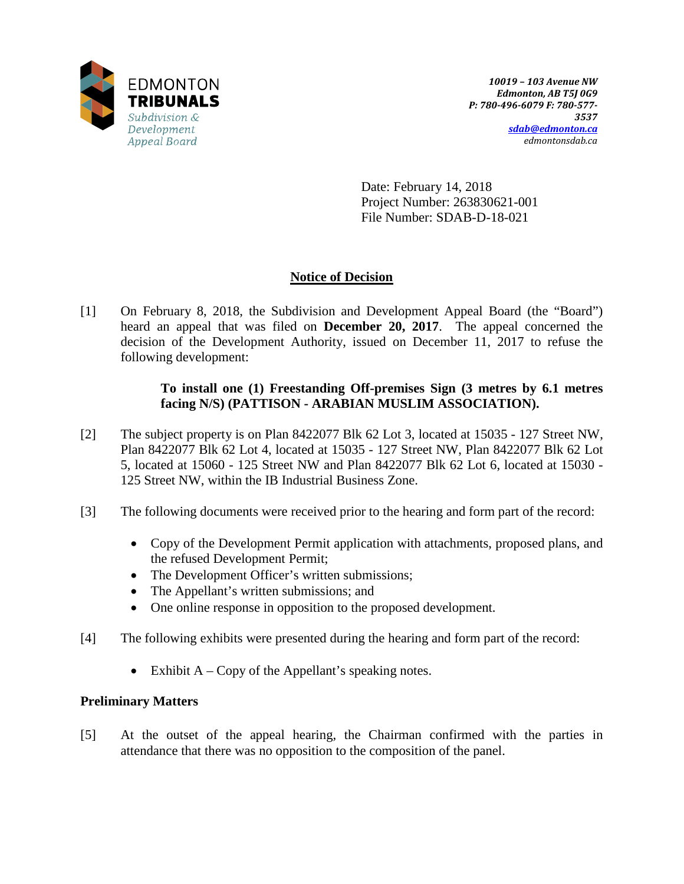EDMONTON
**TRIBUNALS**
*Subdivision & Development Appeal Board*

*10019 – 103 Avenue NW*
*Edmonton, AB T5J 0G9*
*P: 780-496-6079 F: 780-577-3537*
*sdab@edmonton.ca*
*edmontonsdab.ca*

Date: February 14, 2018
Project Number: 263830621-001
File Number: SDAB-D-18-021

## Notice of Decision

[1] On February 8, 2018, the Subdivision and Development Appeal Board (the "Board") heard an appeal that was filed on **December 20, 2017**. The appeal concerned the decision of the Development Authority, issued on December 11, 2017 to refuse the following development:

> **To install one (1) Freestanding Off-premises Sign (3 metres by 6.1 metres facing N/S) (PATTISON - ARABIAN MUSLIM ASSOCIATION).**

[2] The subject property is on Plan 8422077 Blk 62 Lot 3, located at 15035 - 127 Street NW, Plan 8422077 Blk 62 Lot 4, located at 15035 - 127 Street NW, Plan 8422077 Blk 62 Lot 5, located at 15060 - 125 Street NW and Plan 8422077 Blk 62 Lot 6, located at 15030 - 125 Street NW, within the IB Industrial Business Zone.

[3] The following documents were received prior to the hearing and form part of the record:

- Copy of the Development Permit application with attachments, proposed plans, and the refused Development Permit;
- The Development Officer's written submissions;
- The Appellant's written submissions; and
- One online response in opposition to the proposed development.

[4] The following exhibits were presented during the hearing and form part of the record:

- Exhibit A – Copy of the Appellant's speaking notes.

### Preliminary Matters

[5] At the outset of the appeal hearing, the Chairman confirmed with the parties in attendance that there was no opposition to the composition of the panel.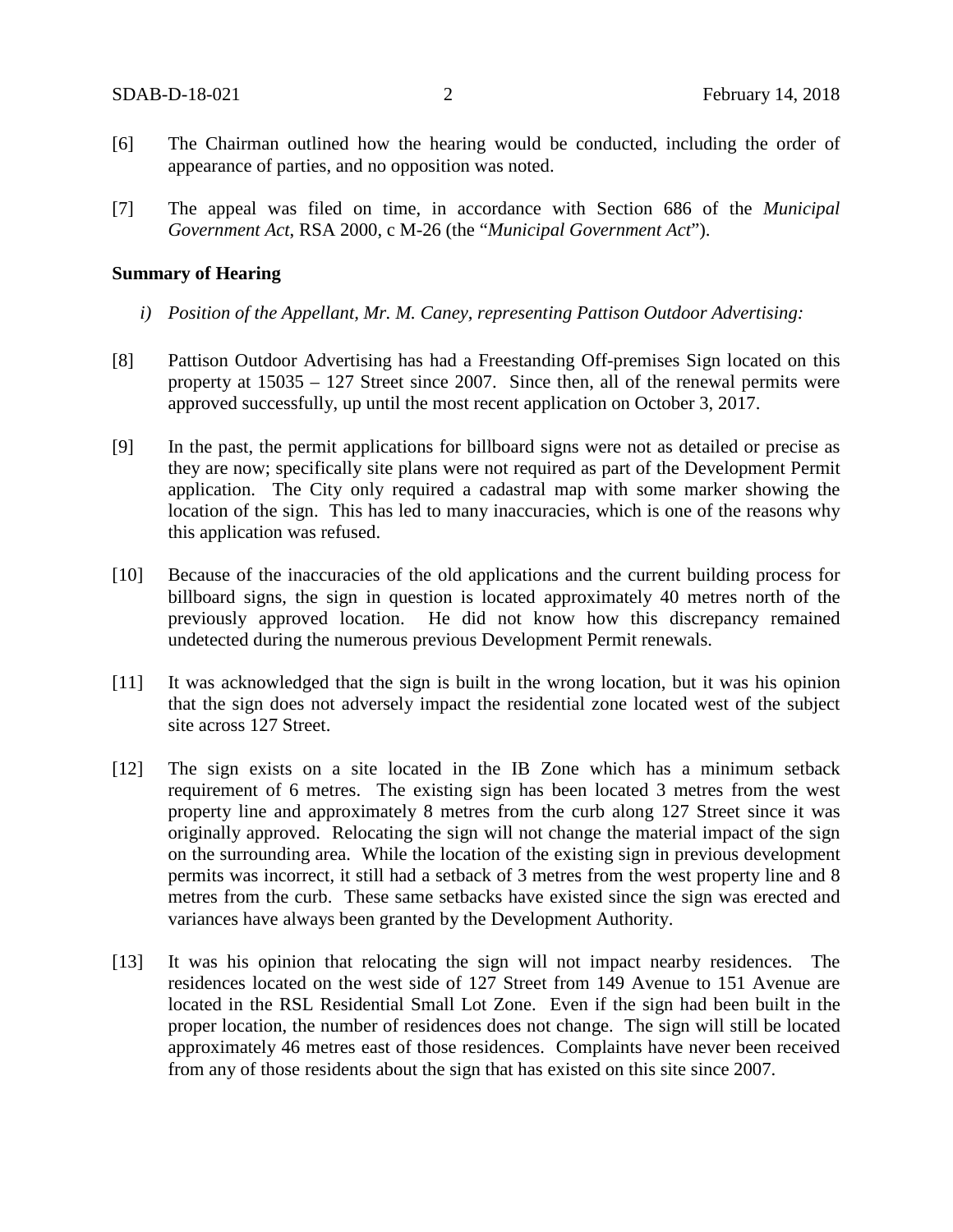[6] The Chairman outlined how the hearing would be conducted, including the order of appearance of parties, and no opposition was noted.

[7] The appeal was filed on time, in accordance with Section 686 of the *Municipal Government Act*, RSA 2000, c M-26 (the "*Municipal Government Act*").

**Summary of Hearing**

*i) Position of the Appellant, Mr. M. Caney, representing Pattison Outdoor Advertising:*

[8] Pattison Outdoor Advertising has had a Freestanding Off-premises Sign located on this property at 15035 – 127 Street since 2007. Since then, all of the renewal permits were approved successfully, up until the most recent application on October 3, 2017.

[9] In the past, the permit applications for billboard signs were not as detailed or precise as they are now; specifically site plans were not required as part of the Development Permit application. The City only required a cadastral map with some marker showing the location of the sign. This has led to many inaccuracies, which is one of the reasons why this application was refused.

[10] Because of the inaccuracies of the old applications and the current building process for billboard signs, the sign in question is located approximately 40 metres north of the previously approved location. He did not know how this discrepancy remained undetected during the numerous previous Development Permit renewals.

[11] It was acknowledged that the sign is built in the wrong location, but it was his opinion that the sign does not adversely impact the residential zone located west of the subject site across 127 Street.

[12] The sign exists on a site located in the IB Zone which has a minimum setback requirement of 6 metres. The existing sign has been located 3 metres from the west property line and approximately 8 metres from the curb along 127 Street since it was originally approved. Relocating the sign will not change the material impact of the sign on the surrounding area. While the location of the existing sign in previous development permits was incorrect, it still had a setback of 3 metres from the west property line and 8 metres from the curb. These same setbacks have existed since the sign was erected and variances have always been granted by the Development Authority.

[13] It was his opinion that relocating the sign will not impact nearby residences. The residences located on the west side of 127 Street from 149 Avenue to 151 Avenue are located in the RSL Residential Small Lot Zone. Even if the sign had been built in the proper location, the number of residences does not change. The sign will still be located approximately 46 metres east of those residences. Complaints have never been received from any of those residents about the sign that has existed on this site since 2007.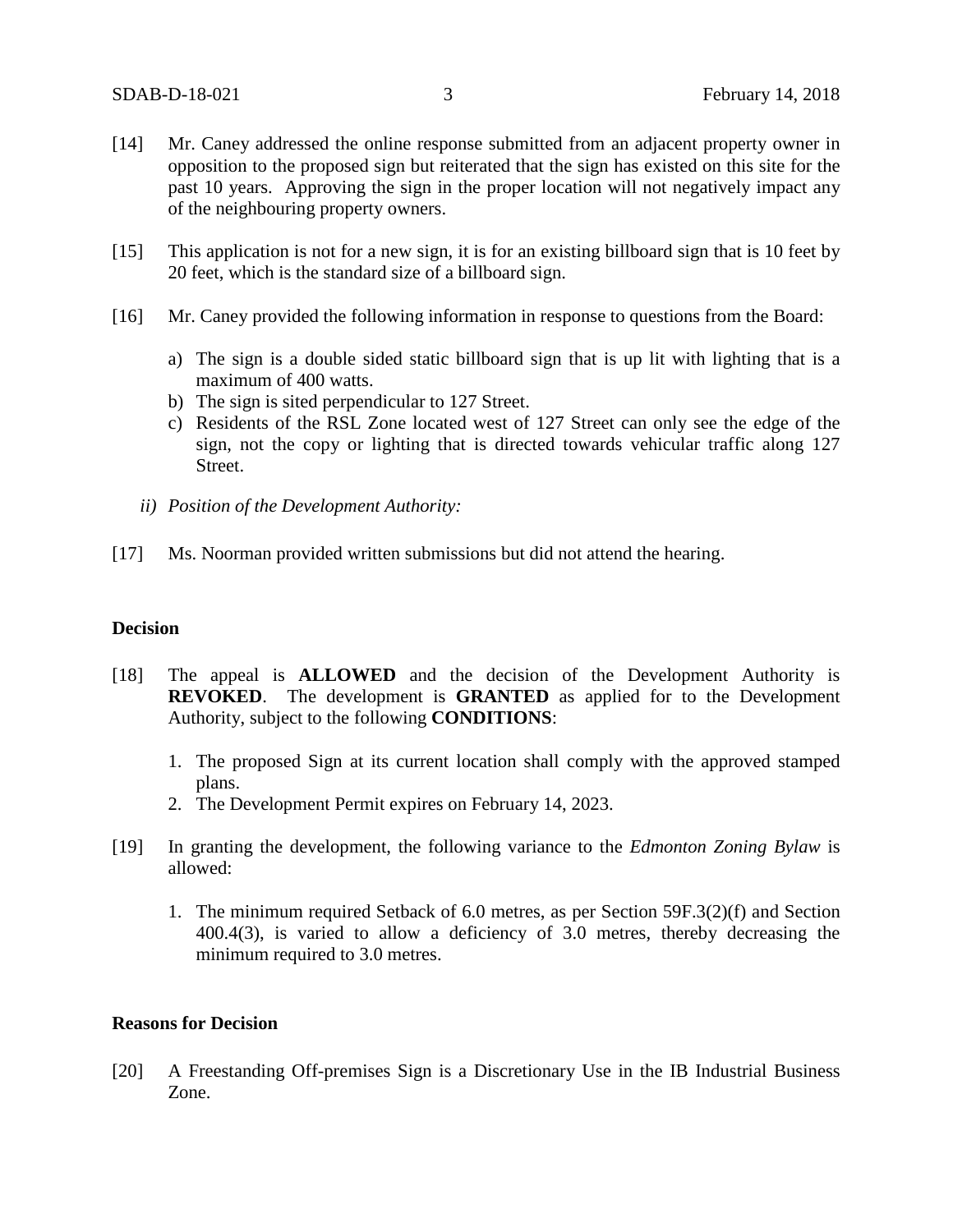[14] Mr. Caney addressed the online response submitted from an adjacent property owner in opposition to the proposed sign but reiterated that the sign has existed on this site for the past 10 years. Approving the sign in the proper location will not negatively impact any of the neighbouring property owners.

[15] This application is not for a new sign, it is for an existing billboard sign that is 10 feet by 20 feet, which is the standard size of a billboard sign.

[16] Mr. Caney provided the following information in response to questions from the Board:

a) The sign is a double sided static billboard sign that is up lit with lighting that is a maximum of 400 watts.
b) The sign is sited perpendicular to 127 Street.
c) Residents of the RSL Zone located west of 127 Street can only see the edge of the sign, not the copy or lighting that is directed towards vehicular traffic along 127 Street.

*ii) Position of the Development Authority:*

[17] Ms. Noorman provided written submissions but did not attend the hearing.

## Decision

[18] The appeal is **ALLOWED** and the decision of the Development Authority is **REVOKED**. The development is **GRANTED** as applied for to the Development Authority, subject to the following **CONDITIONS**:

1. The proposed Sign at its current location shall comply with the approved stamped plans.
2. The Development Permit expires on February 14, 2023.

[19] In granting the development, the following variance to the *Edmonton Zoning Bylaw* is allowed:

1. The minimum required Setback of 6.0 metres, as per Section 59F.3(2)(f) and Section 400.4(3), is varied to allow a deficiency of 3.0 metres, thereby decreasing the minimum required to 3.0 metres.

## Reasons for Decision

[20] A Freestanding Off-premises Sign is a Discretionary Use in the IB Industrial Business Zone.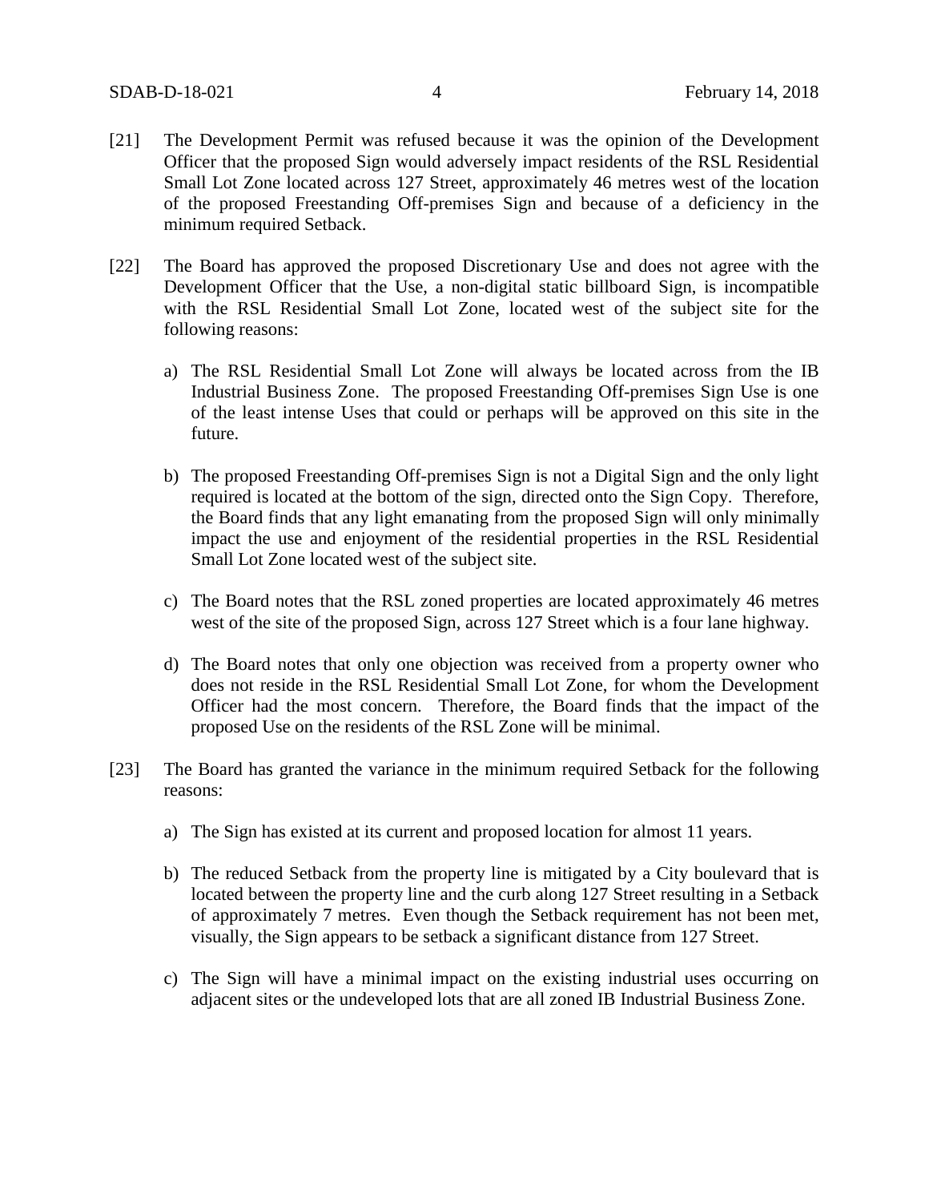[21] The Development Permit was refused because it was the opinion of the Development Officer that the proposed Sign would adversely impact residents of the RSL Residential Small Lot Zone located across 127 Street, approximately 46 metres west of the location of the proposed Freestanding Off-premises Sign and because of a deficiency in the minimum required Setback.

[22] The Board has approved the proposed Discretionary Use and does not agree with the Development Officer that the Use, a non-digital static billboard Sign, is incompatible with the RSL Residential Small Lot Zone, located west of the subject site for the following reasons:

a) The RSL Residential Small Lot Zone will always be located across from the IB Industrial Business Zone. The proposed Freestanding Off-premises Sign Use is one of the least intense Uses that could or perhaps will be approved on this site in the future.

b) The proposed Freestanding Off-premises Sign is not a Digital Sign and the only light required is located at the bottom of the sign, directed onto the Sign Copy. Therefore, the Board finds that any light emanating from the proposed Sign will only minimally impact the use and enjoyment of the residential properties in the RSL Residential Small Lot Zone located west of the subject site.

c) The Board notes that the RSL zoned properties are located approximately 46 metres west of the site of the proposed Sign, across 127 Street which is a four lane highway.

d) The Board notes that only one objection was received from a property owner who does not reside in the RSL Residential Small Lot Zone, for whom the Development Officer had the most concern. Therefore, the Board finds that the impact of the proposed Use on the residents of the RSL Zone will be minimal.

[23] The Board has granted the variance in the minimum required Setback for the following reasons:

a) The Sign has existed at its current and proposed location for almost 11 years.

b) The reduced Setback from the property line is mitigated by a City boulevard that is located between the property line and the curb along 127 Street resulting in a Setback of approximately 7 metres. Even though the Setback requirement has not been met, visually, the Sign appears to be setback a significant distance from 127 Street.

c) The Sign will have a minimal impact on the existing industrial uses occurring on adjacent sites or the undeveloped lots that are all zoned IB Industrial Business Zone.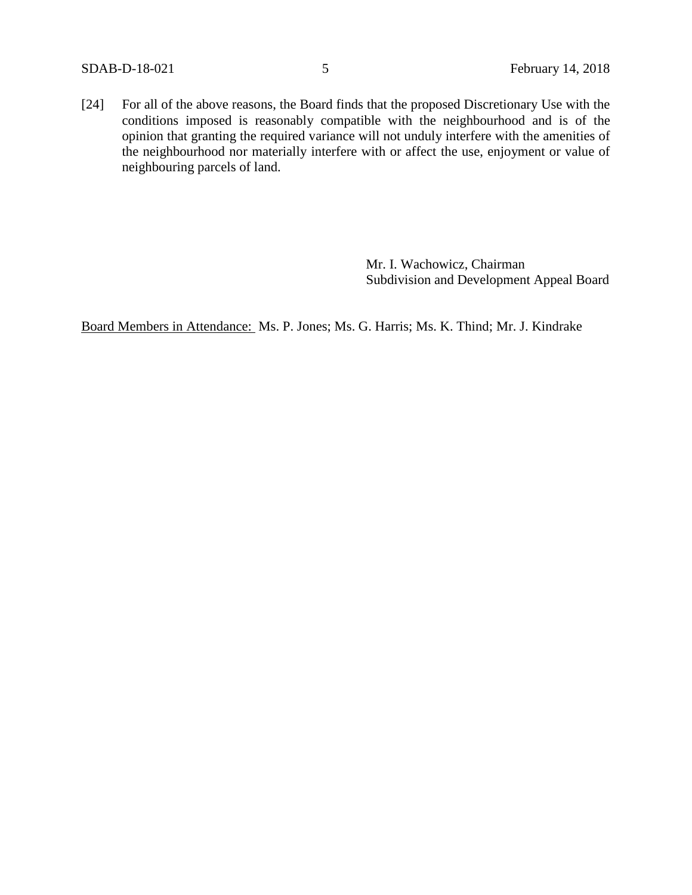[24] For all of the above reasons, the Board finds that the proposed Discretionary Use with the conditions imposed is reasonably compatible with the neighbourhood and is of the opinion that granting the required variance will not unduly interfere with the amenities of the neighbourhood nor materially interfere with or affect the use, enjoyment or value of neighbouring parcels of land.

Mr. I. Wachowicz, Chairman
Subdivision and Development Appeal Board

<u>Board Members in Attendance:</u> Ms. P. Jones; Ms. G. Harris; Ms. K. Thind; Mr. J. Kindrake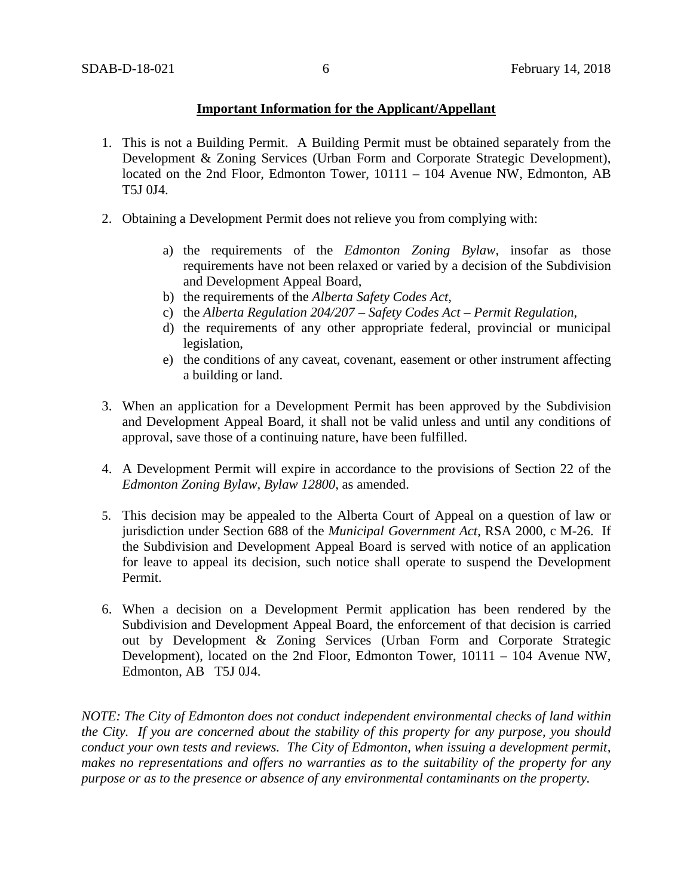**Important Information for the Applicant/Appellant**

1. This is not a Building Permit. A Building Permit must be obtained separately from the Development & Zoning Services (Urban Form and Corporate Strategic Development), located on the 2nd Floor, Edmonton Tower, 10111 – 104 Avenue NW, Edmonton, AB T5J 0J4.

2. Obtaining a Development Permit does not relieve you from complying with:

   a) the requirements of the *Edmonton Zoning Bylaw*, insofar as those requirements have not been relaxed or varied by a decision of the Subdivision and Development Appeal Board,
   b) the requirements of the *Alberta Safety Codes Act*,
   c) the *Alberta Regulation 204/207 – Safety Codes Act – Permit Regulation*,
   d) the requirements of any other appropriate federal, provincial or municipal legislation,
   e) the conditions of any caveat, covenant, easement or other instrument affecting a building or land.

3. When an application for a Development Permit has been approved by the Subdivision and Development Appeal Board, it shall not be valid unless and until any conditions of approval, save those of a continuing nature, have been fulfilled.

4. A Development Permit will expire in accordance to the provisions of Section 22 of the *Edmonton Zoning Bylaw, Bylaw 12800*, as amended.

5. This decision may be appealed to the Alberta Court of Appeal on a question of law or jurisdiction under Section 688 of the *Municipal Government Act*, RSA 2000, c M-26. If the Subdivision and Development Appeal Board is served with notice of an application for leave to appeal its decision, such notice shall operate to suspend the Development Permit.

6. When a decision on a Development Permit application has been rendered by the Subdivision and Development Appeal Board, the enforcement of that decision is carried out by Development & Zoning Services (Urban Form and Corporate Strategic Development), located on the 2nd Floor, Edmonton Tower, 10111 – 104 Avenue NW, Edmonton, AB T5J 0J4.

*NOTE: The City of Edmonton does not conduct independent environmental checks of land within the City. If you are concerned about the stability of this property for any purpose, you should conduct your own tests and reviews. The City of Edmonton, when issuing a development permit, makes no representations and offers no warranties as to the suitability of the property for any purpose or as to the presence or absence of any environmental contaminants on the property.*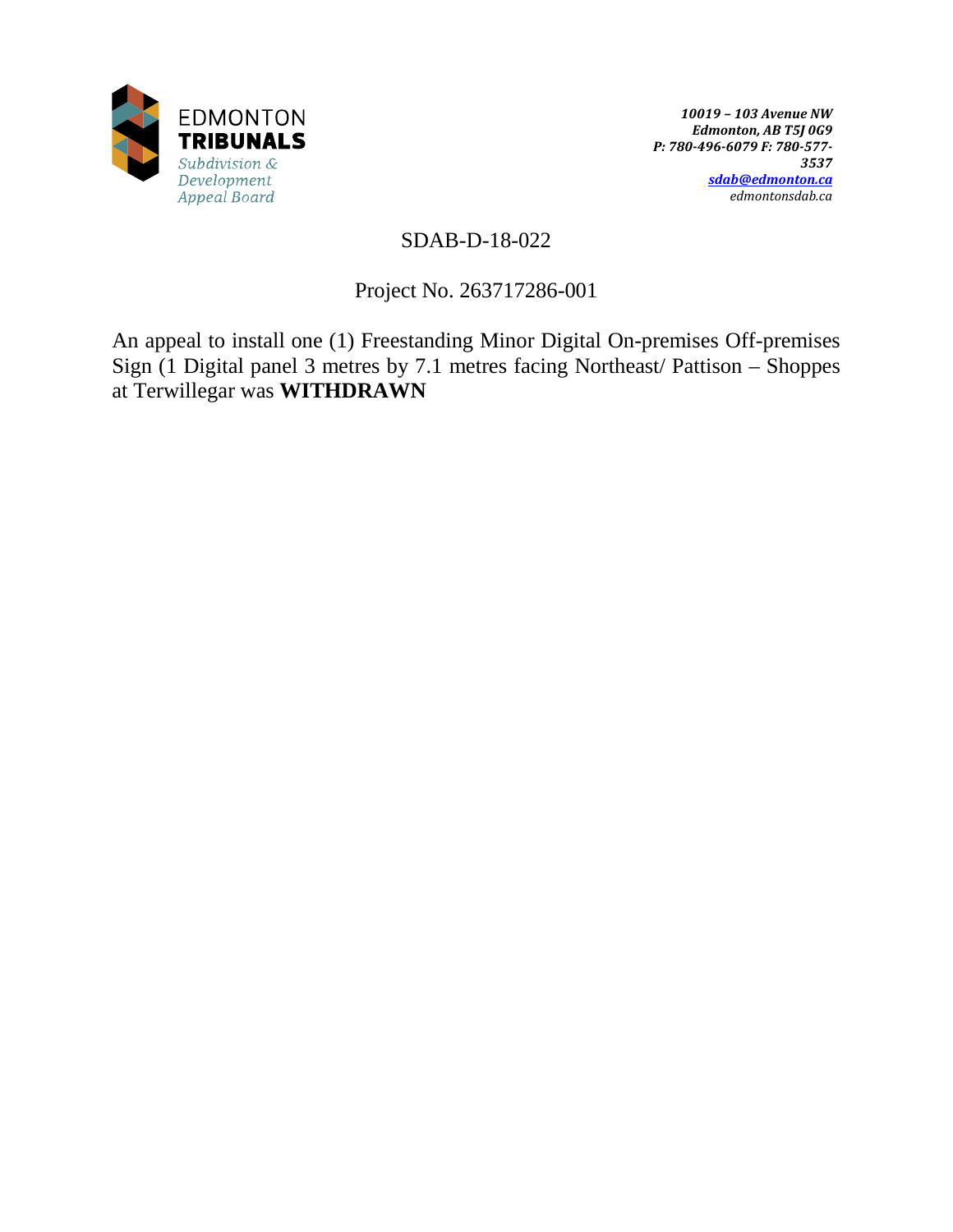EDMONTON
**TRIBUNALS**
*Subdivision & Development Appeal Board*

***10019 – 103 Avenue NW***
***Edmonton, AB T5J 0G9***
***P: 780-496-6079 F: 780-577-3537***
***sdab@edmonton.ca***
*edmontonsdab.ca*

SDAB-D-18-022

Project No. 263717286-001

An appeal to install one (1) Freestanding Minor Digital On-premises Off-premises Sign (1 Digital panel 3 metres by 7.1 metres facing Northeast/ Pattison – Shoppes at Terwillegar was **WITHDRAWN**